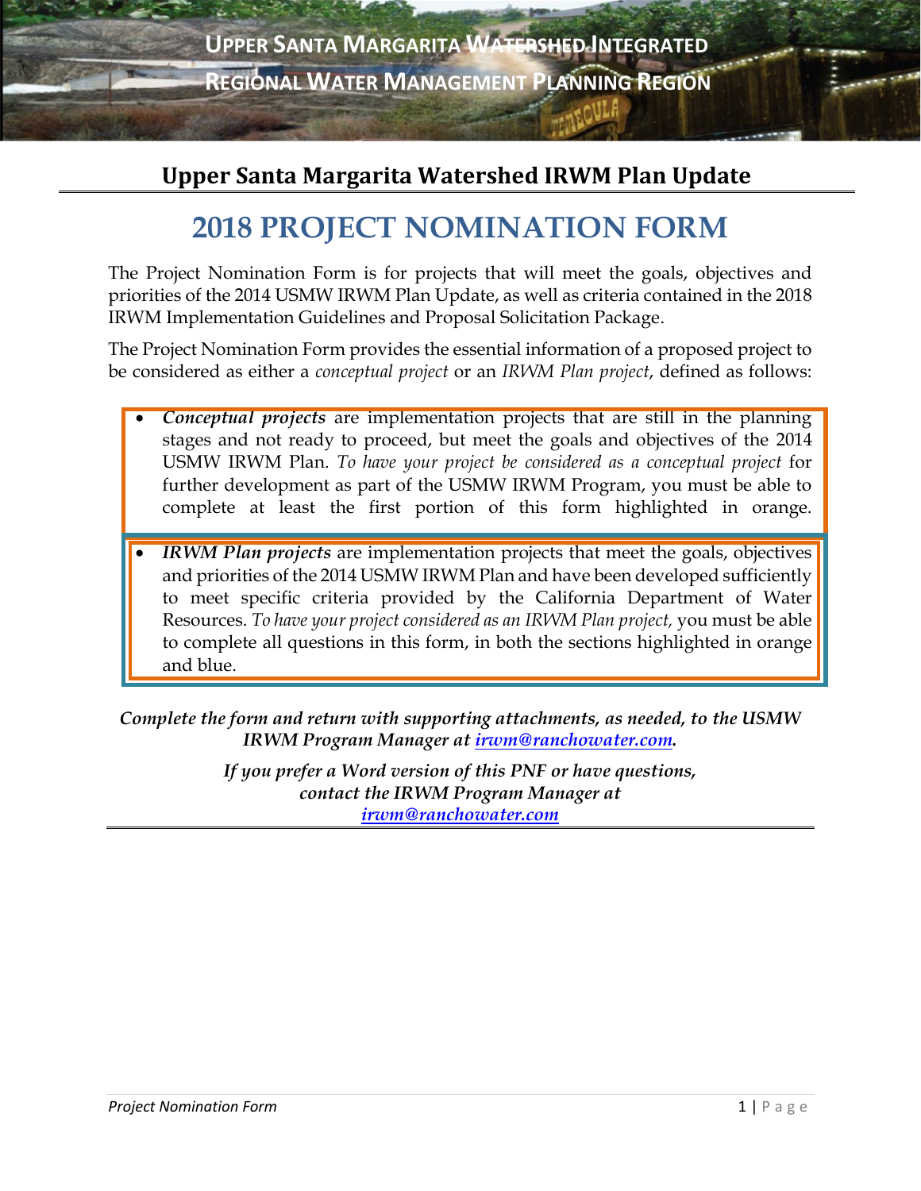# Upper Santa Margarita Watershed Integrated Regional Water Management Planning Region

## Upper Santa Margarita Watershed IRWM Plan Update

# 2018 PROJECT NOMINATION FORM

The Project Nomination Form is for projects that will meet the goals, objectives and priorities of the 2014 USMW IRWM Plan Update, as well as criteria contained in the 2018 IRWM Implementation Guidelines and Proposal Solicitation Package.

The Project Nomination Form provides the essential information of a proposed project to be considered as either a *conceptual project* or an *IRWM Plan project*, defined as follows:

- ***Conceptual projects*** are implementation projects that are still in the planning stages and not ready to proceed, but meet the goals and objectives of the 2014 USMW IRWM Plan. *To have your project be considered as a conceptual project* for further development as part of the USMW IRWM Program, you must be able to complete at least the first portion of this form highlighted in orange.

- ***IRWM Plan projects*** are implementation projects that meet the goals, objectives and priorities of the 2014 USMW IRWM Plan and have been developed sufficiently to meet specific criteria provided by the California Department of Water Resources. *To have your project considered as an IRWM Plan project,* you must be able to complete all questions in this form, in both the sections highlighted in orange and blue.

***Complete the form and return with supporting attachments, as needed, to the USMW IRWM Program Manager at irwm@ranchowater.com.***

***If you prefer a Word version of this PNF or have questions, contact the IRWM Program Manager at irwm@ranchowater.com***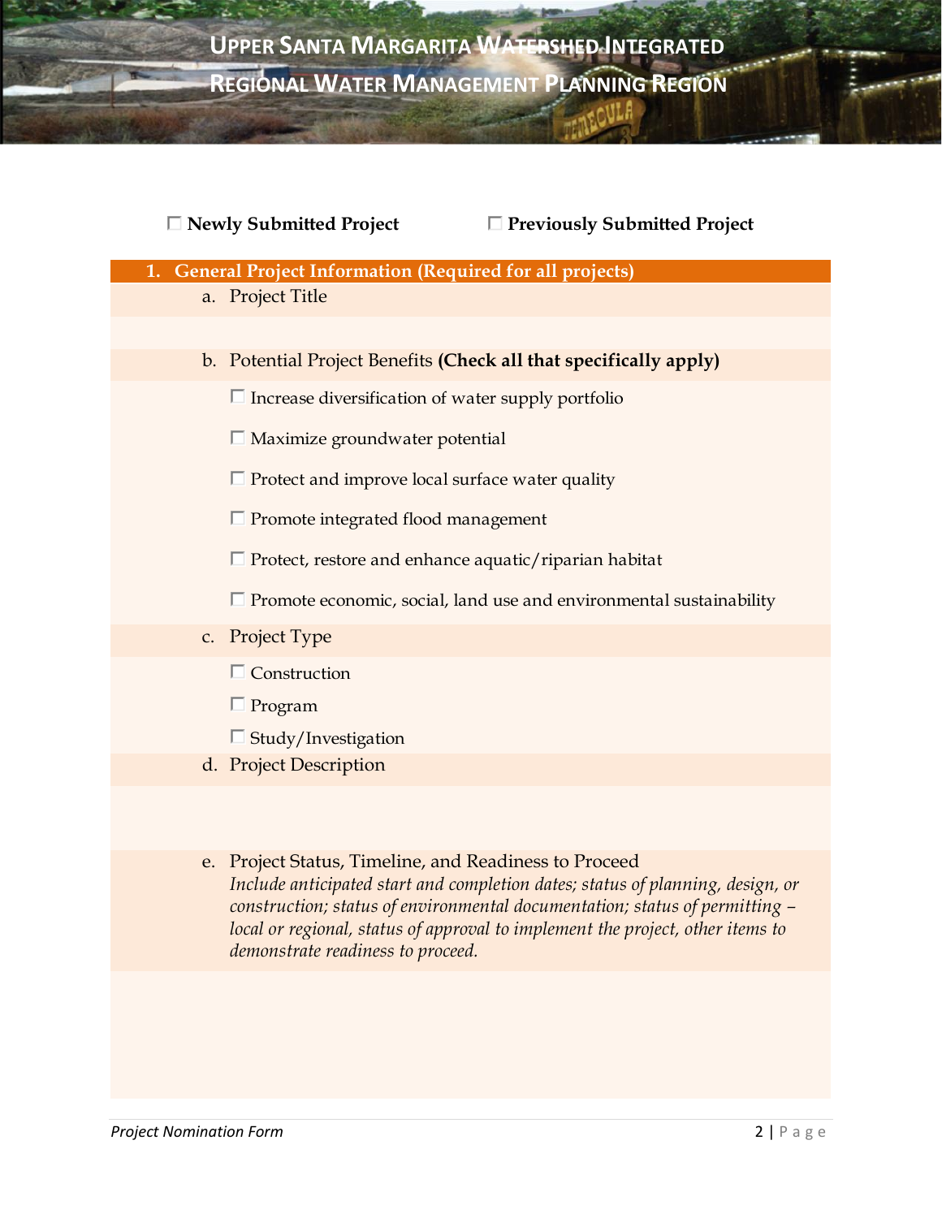# Upper Santa Margarita Watershed Integrated Regional Water Management Planning Region

☐ **Newly Submitted Project** ☐ **Previously Submitted Project**

## 1. General Project Information (Required for all projects)

a. Project Title

b. Potential Project Benefits **(Check all that specifically apply)**

- ☐ Increase diversification of water supply portfolio
- ☐ Maximize groundwater potential
- ☐ Protect and improve local surface water quality
- ☐ Promote integrated flood management
- ☐ Protect, restore and enhance aquatic/riparian habitat
- ☐ Promote economic, social, land use and environmental sustainability

c. Project Type

- ☐ Construction
- ☐ Program
- ☐ Study/Investigation

d. Project Description

e. Project Status, Timeline, and Readiness to Proceed

*Include anticipated start and completion dates; status of planning, design, or construction; status of environmental documentation; status of permitting – local or regional, status of approval to implement the project, other items to demonstrate readiness to proceed.*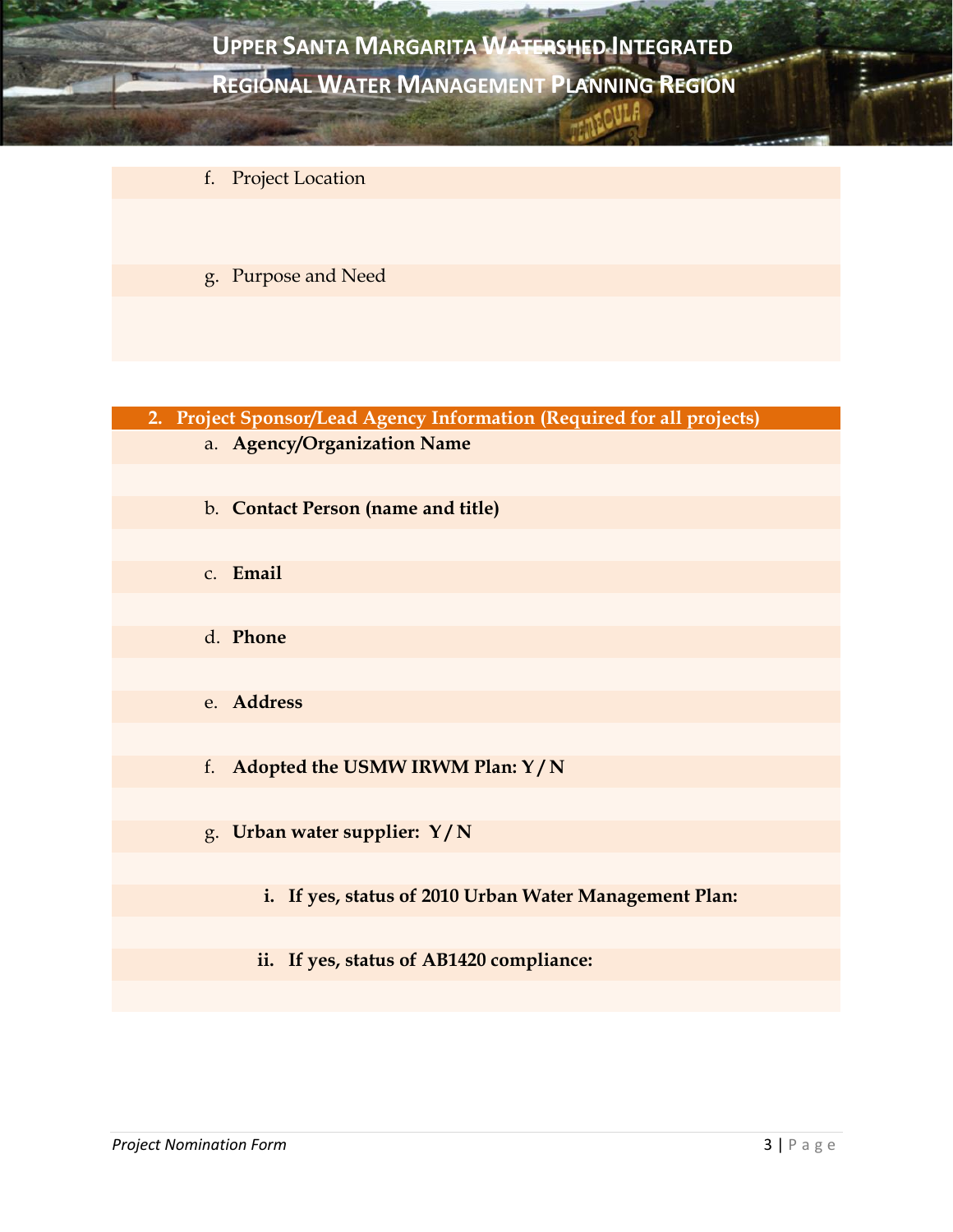f. Project Location

g. Purpose and Need

## 2. Project Sponsor/Lead Agency Information (Required for all projects)

a. **Agency/Organization Name**

b. **Contact Person (name and title)**

c. **Email**

d. **Phone**

e. **Address**

f. **Adopted the USMW IRWM Plan: Y / N**

g. **Urban water supplier: Y / N**

   i. **If yes, status of 2010 Urban Water Management Plan:**

   ii. **If yes, status of AB1420 compliance:**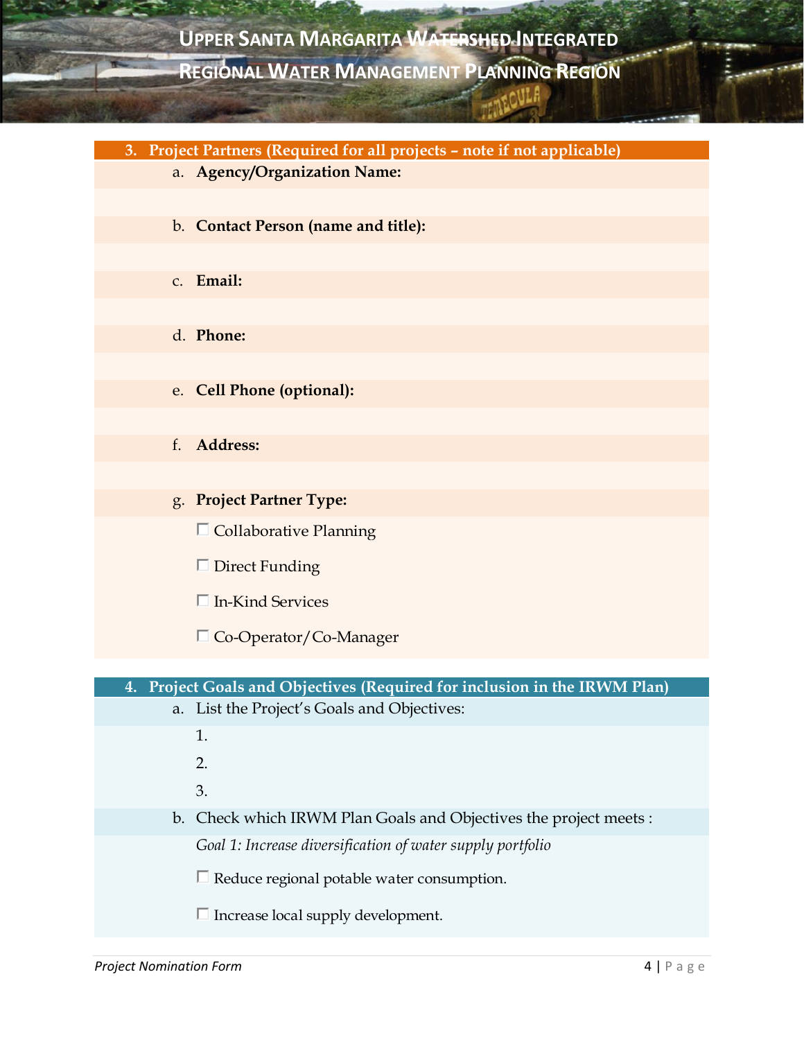## 3. Project Partners (Required for all projects – note if not applicable)

a. **Agency/Organization Name:**

b. **Contact Person (name and title):**

c. **Email:**

d. **Phone:**

e. **Cell Phone (optional):**

f. **Address:**

g. **Project Partner Type:**

- ☐ Collaborative Planning
- ☐ Direct Funding
- ☐ In-Kind Services
- ☐ Co-Operator/Co-Manager

## 4. Project Goals and Objectives (Required for inclusion in the IRWM Plan)

a. List the Project's Goals and Objectives:

1.
2.
3.

b. Check which IRWM Plan Goals and Objectives the project meets :

*Goal 1: Increase diversification of water supply portfolio*

- ☐ Reduce regional potable water consumption.
- ☐ Increase local supply development.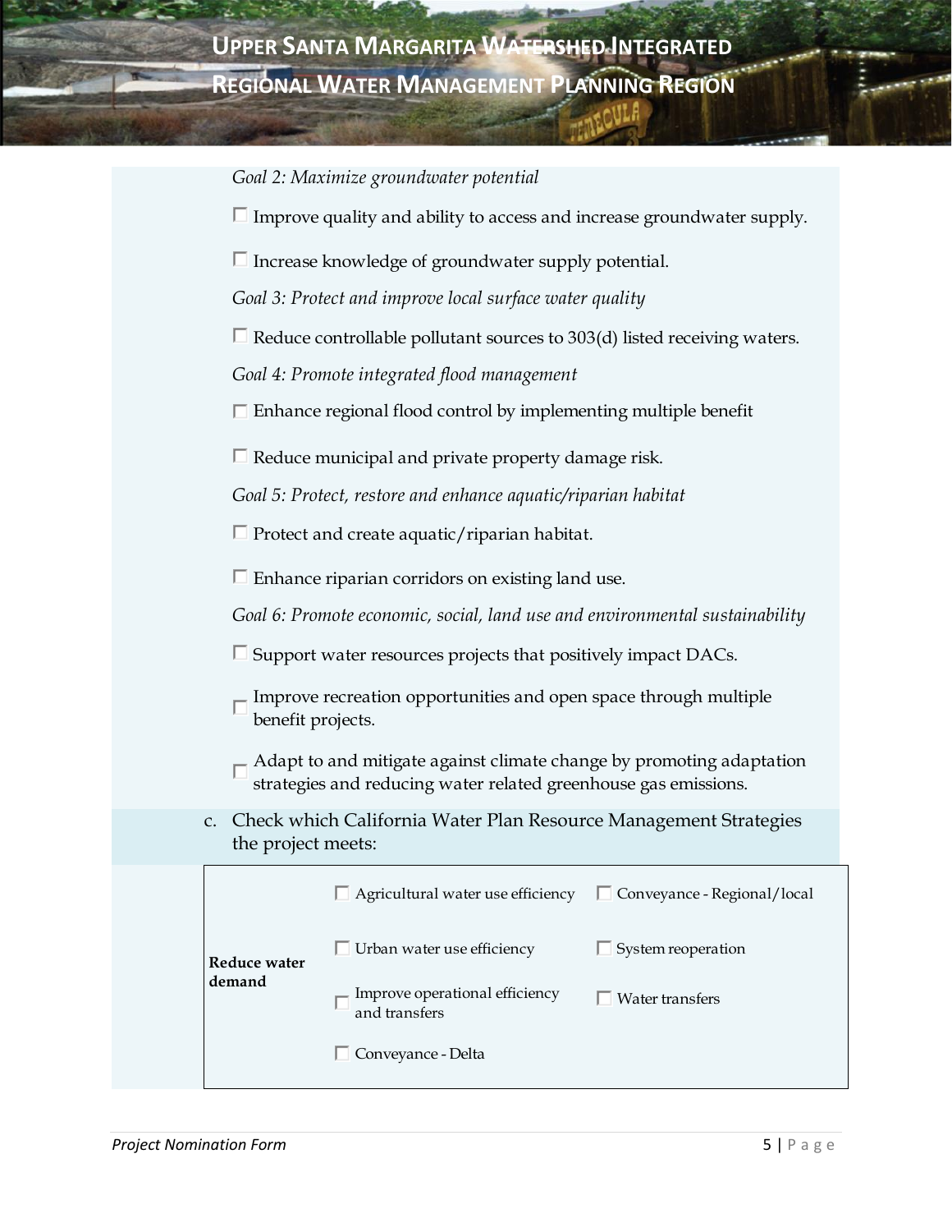*Goal 2: Maximize groundwater potential*

- ☐ Improve quality and ability to access and increase groundwater supply.
- ☐ Increase knowledge of groundwater supply potential.

*Goal 3: Protect and improve local surface water quality*

- ☐ Reduce controllable pollutant sources to 303(d) listed receiving waters.

*Goal 4: Promote integrated flood management*

- ☐ Enhance regional flood control by implementing multiple benefit
- ☐ Reduce municipal and private property damage risk.

*Goal 5: Protect, restore and enhance aquatic/riparian habitat*

- ☐ Protect and create aquatic/riparian habitat.
- ☐ Enhance riparian corridors on existing land use.

*Goal 6: Promote economic, social, land use and environmental sustainability*

- ☐ Support water resources projects that positively impact DACs.
- ☐ Improve recreation opportunities and open space through multiple benefit projects.
- ☐ Adapt to and mitigate against climate change by promoting adaptation strategies and reducing water related greenhouse gas emissions.

c. Check which California Water Plan Resource Management Strategies the project meets:

| | | |
|---|---|---|
| **Reduce water demand** | ☐ Agricultural water use efficiency | ☐ Conveyance - Regional/local |
| | ☐ Urban water use efficiency | ☐ System reoperation |
| | ☐ Improve operational efficiency and transfers | ☐ Water transfers |
| | ☐ Conveyance - Delta | |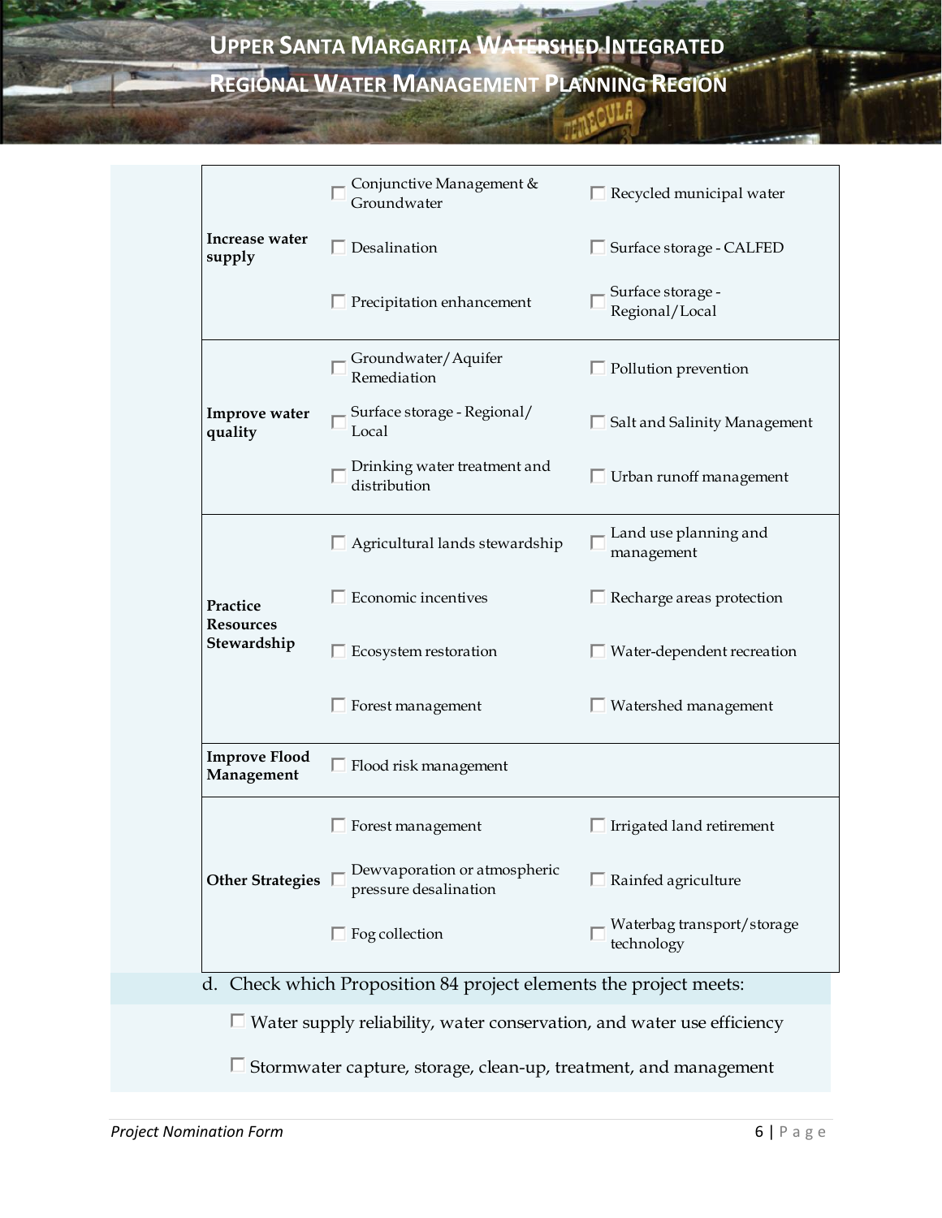| | | |
|---|---|---|
| **Increase water supply** | ☐ Conjunctive Management & Groundwater | ☐ Recycled municipal water |
| | ☐ Desalination | ☐ Surface storage - CALFED |
| | ☐ Precipitation enhancement | ☐ Surface storage - Regional/Local |
| **Improve water quality** | ☐ Groundwater/Aquifer Remediation | ☐ Pollution prevention |
| | ☐ Surface storage - Regional/ Local | ☐ Salt and Salinity Management |
| | ☐ Drinking water treatment and distribution | ☐ Urban runoff management |
| **Practice Resources Stewardship** | ☐ Agricultural lands stewardship | ☐ Land use planning and management |
| | ☐ Economic incentives | ☐ Recharge areas protection |
| | ☐ Ecosystem restoration | ☐ Water-dependent recreation |
| | ☐ Forest management | ☐ Watershed management |
| **Improve Flood Management** | ☐ Flood risk management | |
| **Other Strategies** | ☐ Forest management | ☐ Irrigated land retirement |
| | ☐ Dewvaporation or atmospheric pressure desalination | ☐ Rainfed agriculture |
| | ☐ Fog collection | ☐ Waterbag transport/storage technology |

d. Check which Proposition 84 project elements the project meets:

☐ Water supply reliability, water conservation, and water use efficiency

☐ Stormwater capture, storage, clean-up, treatment, and management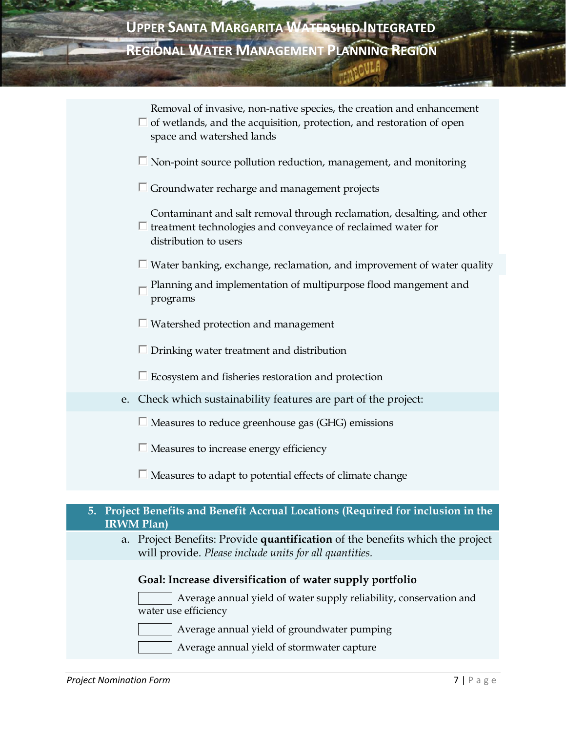- ☐ Removal of invasive, non-native species, the creation and enhancement of wetlands, and the acquisition, protection, and restoration of open space and watershed lands
- ☐ Non-point source pollution reduction, management, and monitoring
- ☐ Groundwater recharge and management projects
- ☐ Contaminant and salt removal through reclamation, desalting, and other treatment technologies and conveyance of reclaimed water for distribution to users
- ☐ Water banking, exchange, reclamation, and improvement of water quality
- ☐ Planning and implementation of multipurpose flood mangement and programs
- ☐ Watershed protection and management
- ☐ Drinking water treatment and distribution
- ☐ Ecosystem and fisheries restoration and protection

e. Check which sustainability features are part of the project:

- ☐ Measures to reduce greenhouse gas (GHG) emissions
- ☐ Measures to increase energy efficiency
- ☐ Measures to adapt to potential effects of climate change

## 5. Project Benefits and Benefit Accrual Locations (Required for inclusion in the IRWM Plan)

a. Project Benefits: Provide **quantification** of the benefits which the project will provide. *Please include units for all quantities.*

**Goal: Increase diversification of water supply portfolio**

[ ] Average annual yield of water supply reliability, conservation and water use efficiency

[ ] Average annual yield of groundwater pumping

[ ] Average annual yield of stormwater capture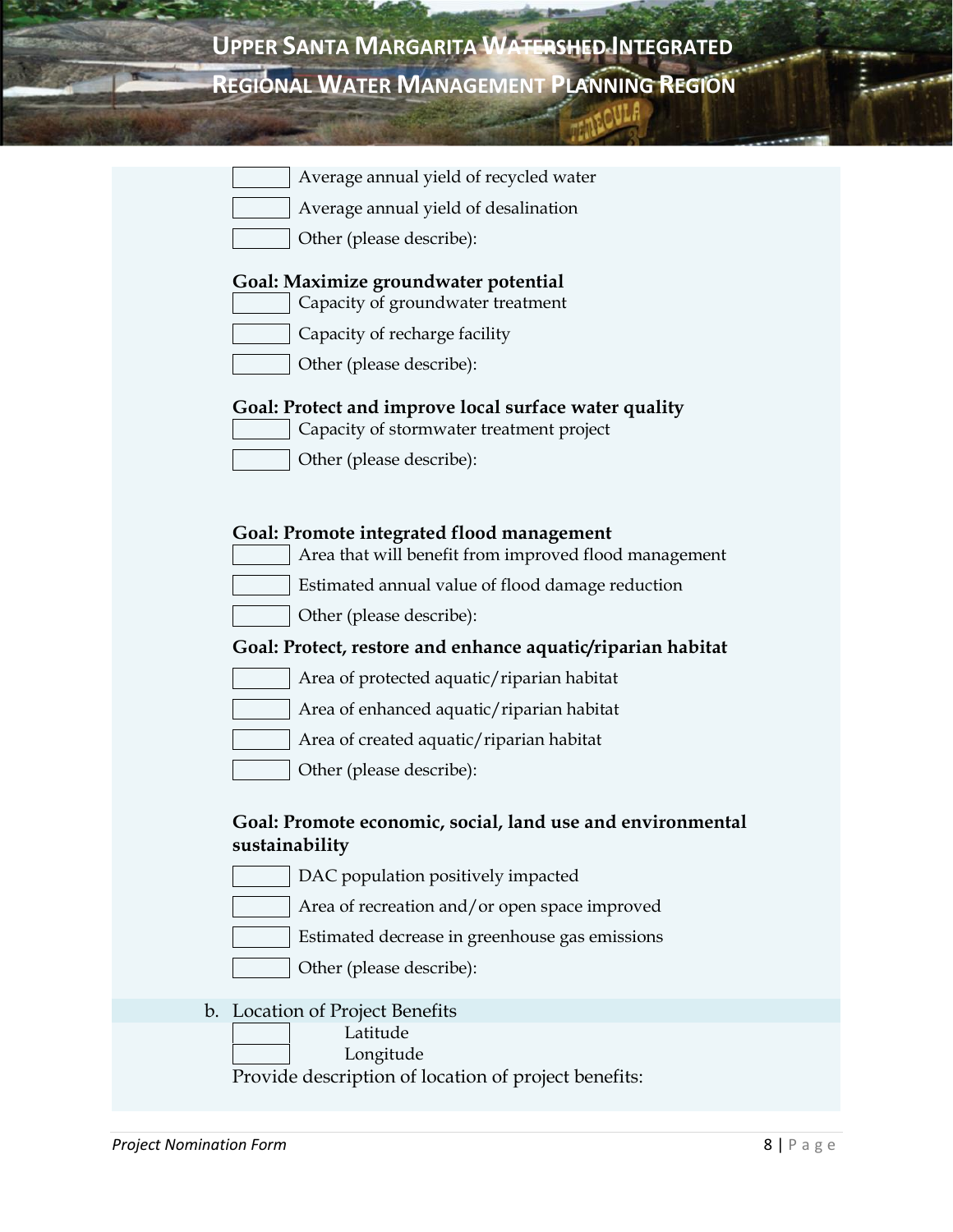- [ ] Average annual yield of recycled water
- [ ] Average annual yield of desalination
- [ ] Other (please describe):

**Goal: Maximize groundwater potential**

- [ ] Capacity of groundwater treatment
- [ ] Capacity of recharge facility
- [ ] Other (please describe):

**Goal: Protect and improve local surface water quality**

- [ ] Capacity of stormwater treatment project
- [ ] Other (please describe):

**Goal: Promote integrated flood management**

- [ ] Area that will benefit from improved flood management
- [ ] Estimated annual value of flood damage reduction
- [ ] Other (please describe):

**Goal: Protect, restore and enhance aquatic/riparian habitat**

- [ ] Area of protected aquatic/riparian habitat
- [ ] Area of enhanced aquatic/riparian habitat
- [ ] Area of created aquatic/riparian habitat
- [ ] Other (please describe):

**Goal: Promote economic, social, land use and environmental sustainability**

- [ ] DAC population positively impacted
- [ ] Area of recreation and/or open space improved
- [ ] Estimated decrease in greenhouse gas emissions
- [ ] Other (please describe):

b. Location of Project Benefits

- [ ] Latitude
- [ ] Longitude

Provide description of location of project benefits: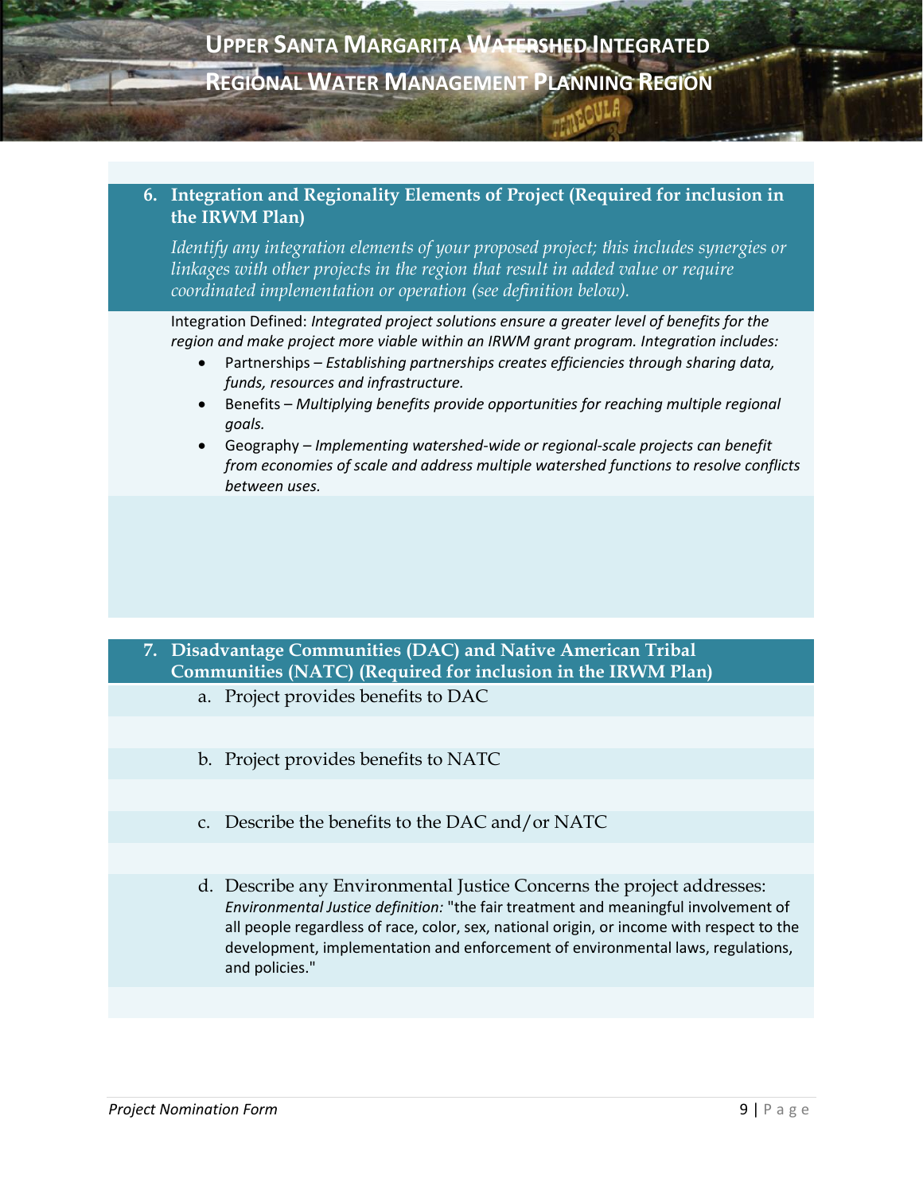## 6. Integration and Regionality Elements of Project (Required for inclusion in the IRWM Plan)

*Identify any integration elements of your proposed project; this includes synergies or linkages with other projects in the region that result in added value or require coordinated implementation or operation (see definition below).*

Integration Defined: *Integrated project solutions ensure a greater level of benefits for the region and make project more viable within an IRWM grant program. Integration includes:*

- Partnerships – *Establishing partnerships creates efficiencies through sharing data, funds, resources and infrastructure.*
- Benefits – *Multiplying benefits provide opportunities for reaching multiple regional goals.*
- Geography – *Implementing watershed-wide or regional-scale projects can benefit from economies of scale and address multiple watershed functions to resolve conflicts between uses.*

## 7. Disadvantage Communities (DAC) and Native American Tribal Communities (NATC) (Required for inclusion in the IRWM Plan)

a. Project provides benefits to DAC

b. Project provides benefits to NATC

c. Describe the benefits to the DAC and/or NATC

d. Describe any Environmental Justice Concerns the project addresses:
*Environmental Justice definition:* "the fair treatment and meaningful involvement of all people regardless of race, color, sex, national origin, or income with respect to the development, implementation and enforcement of environmental laws, regulations, and policies."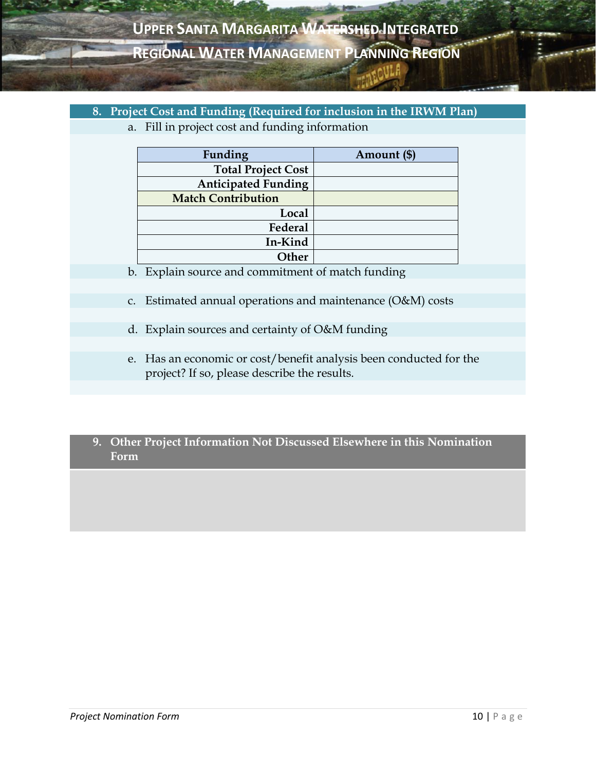## 8. Project Cost and Funding (Required for inclusion in the IRWM Plan)

a. Fill in project cost and funding information

| Funding | Amount ($) |
|---|---|
| Total Project Cost | |
| Anticipated Funding | |
| Match Contribution | |
| Local | |
| Federal | |
| In-Kind | |
| Other | |

b. Explain source and commitment of match funding

c. Estimated annual operations and maintenance (O&M) costs

d. Explain sources and certainty of O&M funding

e. Has an economic or cost/benefit analysis been conducted for the project? If so, please describe the results.

## 9. Other Project Information Not Discussed Elsewhere in this Nomination Form